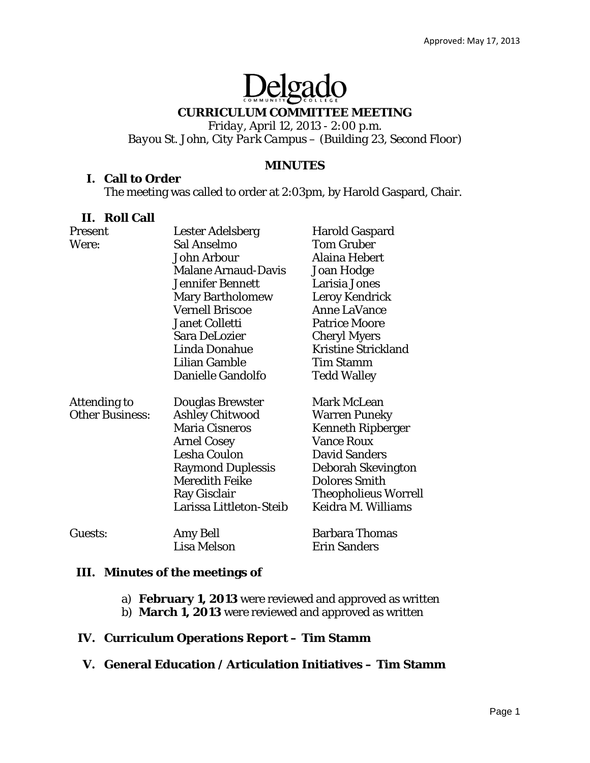Approved: May 17, 2013

# Delgado

## CURRICULUM COMMITTEE MEETING

*Friday, April 12, 2013 - 2:00 p.m.*
*Bayou St. John, City Park Campus – (Building 23, Second Floor)*

## MINUTES

### I. Call to Order

The meeting was called to order at 2:03pm, by Harold Gaspard, Chair.

### II. Roll Call

| | | |
|---|---|---|
| Present Were: | Lester Adelsberg | Harold Gaspard |
| | Sal Anselmo | Tom Gruber |
| | John Arbour | Alaina Hebert |
| | Malane Arnaud-Davis | Joan Hodge |
| | Jennifer Bennett | Larisia Jones |
| | Mary Bartholomew | Leroy Kendrick |
| | Vernell Briscoe | Anne LaVance |
| | Janet Colletti | Patrice Moore |
| | Sara DeLozier | Cheryl Myers |
| | Linda Donahue | Kristine Strickland |
| | Lilian Gamble | Tim Stamm |
| | Danielle Gandolfo | Tedd Walley |
| Attending to Other Business: | Douglas Brewster | Mark McLean |
| | Ashley Chitwood | Warren Puneky |
| | Maria Cisneros | Kenneth Ripberger |
| | Arnel Cosey | Vance Roux |
| | Lesha Coulon | David Sanders |
| | Raymond Duplessis | Deborah Skevington |
| | Meredith Feike | Dolores Smith |
| | Ray Gisclair | Theopholieus Worrell |
| | Larissa Littleton-Steib | Keidra M. Williams |
| Guests: | Amy Bell | Barbara Thomas |
| | Lisa Melson | Erin Sanders |

### III. Minutes of the meetings of

a) **February 1, 2013** were reviewed and approved as written
b) **March 1, 2013** were reviewed and approved as written

### IV. Curriculum Operations Report – Tim Stamm

### V. General Education / Articulation Initiatives – Tim Stamm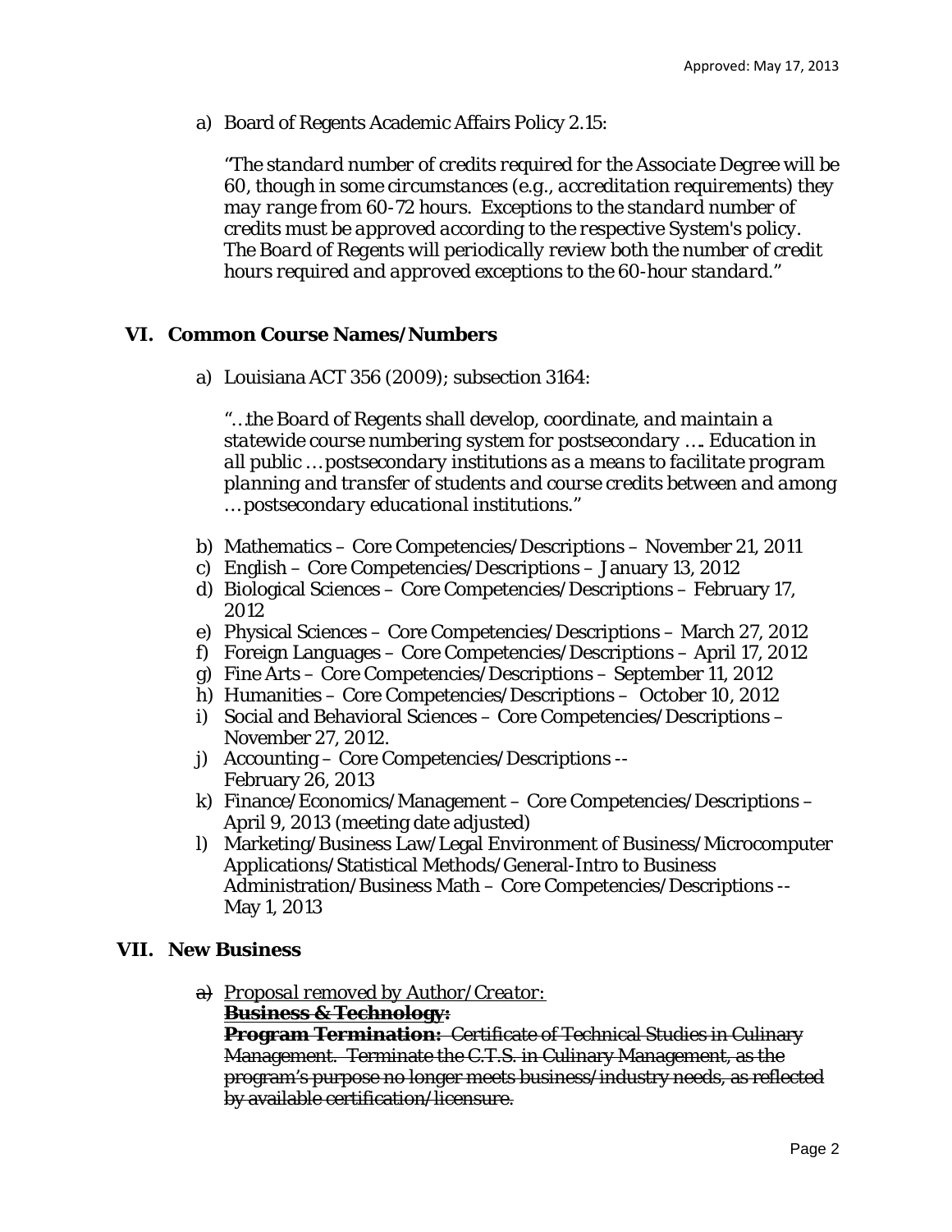a) Board of Regents Academic Affairs Policy 2.15:

*"The standard number of credits required for the Associate Degree will be 60, though in some circumstances (e.g., accreditation requirements) they may range from 60-72 hours. Exceptions to the standard number of credits must be approved according to the respective System's policy. The Board of Regents will periodically review both the number of credit hours required and approved exceptions to the 60-hour standard."*

## VI. Common Course Names/Numbers

a) Louisiana ACT 356 (2009); subsection 3164:

*"…the Board of Regents shall develop, coordinate, and maintain a statewide course numbering system for postsecondary …. Education in all public … postsecondary institutions as a means to facilitate program planning and transfer of students and course credits between and among … postsecondary educational institutions."*

b) Mathematics – Core Competencies/Descriptions – November 21, 2011
c) English – Core Competencies/Descriptions – January 13, 2012
d) Biological Sciences – Core Competencies/Descriptions – February 17, 2012
e) Physical Sciences – Core Competencies/Descriptions – March 27, 2012
f) Foreign Languages – Core Competencies/Descriptions – April 17, 2012
g) Fine Arts – Core Competencies/Descriptions – September 11, 2012
h) Humanities – Core Competencies/Descriptions – October 10, 2012
i) Social and Behavioral Sciences – Core Competencies/Descriptions – November 27, 2012.
j) Accounting – Core Competencies/Descriptions -- February 26, 2013
k) Finance/Economics/Management – Core Competencies/Descriptions – April 9, 2013 (meeting date adjusted)
l) Marketing/Business Law/Legal Environment of Business/Microcomputer Applications/Statistical Methods/General-Intro to Business Administration/Business Math – Core Competencies/Descriptions -- May 1, 2013

## VII. New Business

~~a)~~ *Proposal removed by Author/Creator:*
~~**Business & Technology:**~~
~~**Program Termination:** Certificate of Technical Studies in Culinary Management. Terminate the C.T.S. in Culinary Management, as the program's purpose no longer meets business/industry needs, as reflected by available certification/licensure.~~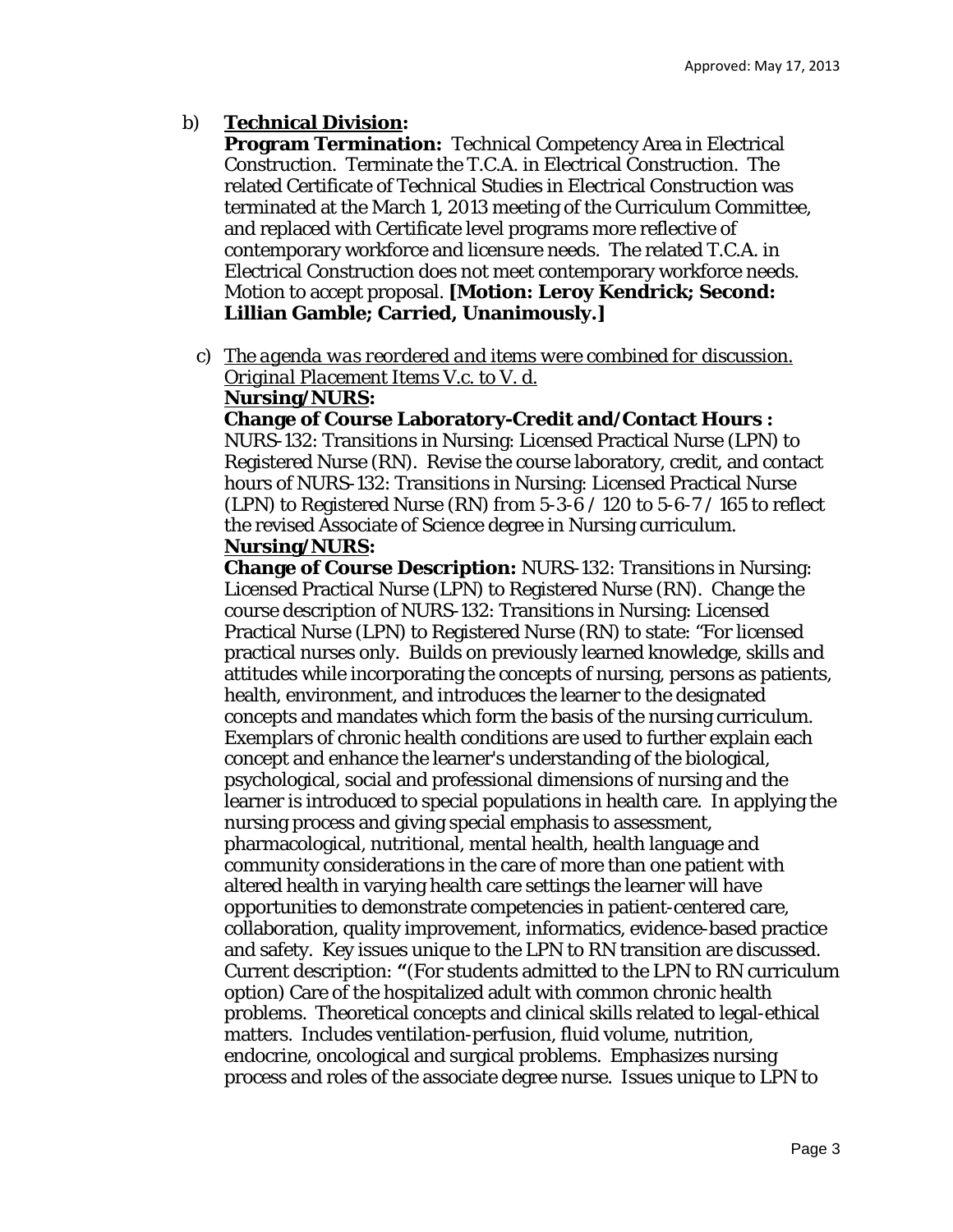b) **Technical Division:**

**Program Termination:** Technical Competency Area in Electrical Construction. Terminate the T.C.A. in Electrical Construction. The related Certificate of Technical Studies in Electrical Construction was terminated at the March 1, 2013 meeting of the Curriculum Committee, and replaced with Certificate level programs more reflective of contemporary workforce and licensure needs. The related T.C.A. in Electrical Construction does not meet contemporary workforce needs. Motion to accept proposal. **[Motion: Leroy Kendrick; Second: Lillian Gamble; Carried, Unanimously.]**

c) *The agenda was reordered and items were combined for discussion. Original Placement Items V.c. to V. d.*

**Nursing/NURS:**

**Change of Course Laboratory-Credit and/Contact Hours :** NURS-132: Transitions in Nursing: Licensed Practical Nurse (LPN) to Registered Nurse (RN). Revise the course laboratory, credit, and contact hours of NURS-132: Transitions in Nursing: Licensed Practical Nurse (LPN) to Registered Nurse (RN) from 5-3-6 / 120 to 5-6-7 / 165 to reflect the revised Associate of Science degree in Nursing curriculum.

**Nursing/NURS:**

**Change of Course Description:** NURS-132: Transitions in Nursing: Licensed Practical Nurse (LPN) to Registered Nurse (RN). Change the course description of NURS-132: Transitions in Nursing: Licensed Practical Nurse (LPN) to Registered Nurse (RN) to state: "For licensed practical nurses only. Builds on previously learned knowledge, skills and attitudes while incorporating the concepts of nursing, persons as patients, health, environment, and introduces the learner to the designated concepts and mandates which form the basis of the nursing curriculum. Exemplars of chronic health conditions are used to further explain each concept and enhance the learner's understanding of the biological, psychological, social and professional dimensions of nursing and the learner is introduced to special populations in health care. In applying the nursing process and giving special emphasis to assessment, pharmacological, nutritional, mental health, health language and community considerations in the care of more than one patient with altered health in varying health care settings the learner will have opportunities to demonstrate competencies in patient-centered care, collaboration, quality improvement, informatics, evidence-based practice and safety. Key issues unique to the LPN to RN transition are discussed. Current description: **"**(For students admitted to the LPN to RN curriculum option) Care of the hospitalized adult with common chronic health problems. Theoretical concepts and clinical skills related to legal-ethical matters. Includes ventilation-perfusion, fluid volume, nutrition, endocrine, oncological and surgical problems. Emphasizes nursing process and roles of the associate degree nurse. Issues unique to LPN to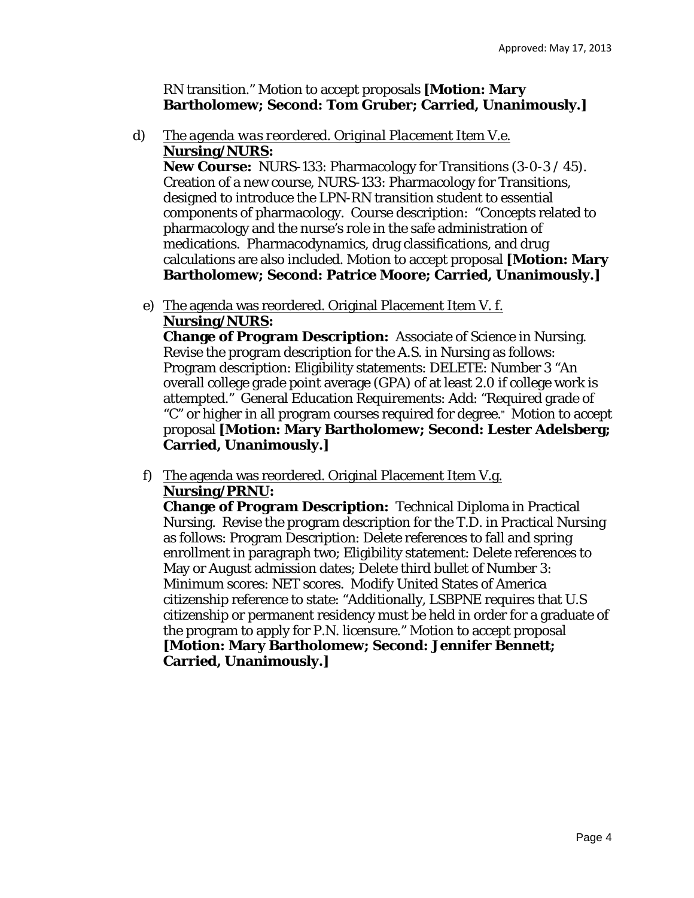RN transition." Motion to accept proposals **[Motion: Mary Bartholomew; Second: Tom Gruber; Carried, Unanimously.]**

d) *The agenda was reordered. Original Placement Item V.e.*
**Nursing/NURS:**
**New Course:** NURS-133: Pharmacology for Transitions (3-0-3 / 45). Creation of a new course, NURS-133: Pharmacology for Transitions, designed to introduce the LPN-RN transition student to essential components of pharmacology. Course description: "Concepts related to pharmacology and the nurse's role in the safe administration of medications. Pharmacodynamics, drug classifications, and drug calculations are also included. Motion to accept proposal **[Motion: Mary Bartholomew; Second: Patrice Moore; Carried, Unanimously.]**

e) The agenda was reordered. Original Placement Item V. f.
**Nursing/NURS:**
**Change of Program Description:** Associate of Science in Nursing. Revise the program description for the A.S. in Nursing as follows: Program description: Eligibility statements: DELETE: Number 3 "An overall college grade point average (GPA) of at least 2.0 if college work is attempted." General Education Requirements: Add: "Required grade of "C" or higher in all program courses required for degree." Motion to accept proposal **[Motion: Mary Bartholomew; Second: Lester Adelsberg; Carried, Unanimously.]**

f) The agenda was reordered. Original Placement Item V.g.
**Nursing/PRNU:**
**Change of Program Description:** Technical Diploma in Practical Nursing. Revise the program description for the T.D. in Practical Nursing as follows: Program Description: Delete references to fall and spring enrollment in paragraph two; Eligibility statement: Delete references to May or August admission dates; Delete third bullet of Number 3: Minimum scores: NET scores. Modify United States of America citizenship reference to state: "Additionally, LSBPNE requires that U.S citizenship or permanent residency must be held in order for a graduate of the program to apply for P.N. licensure." Motion to accept proposal **[Motion: Mary Bartholomew; Second: Jennifer Bennett; Carried, Unanimously.]**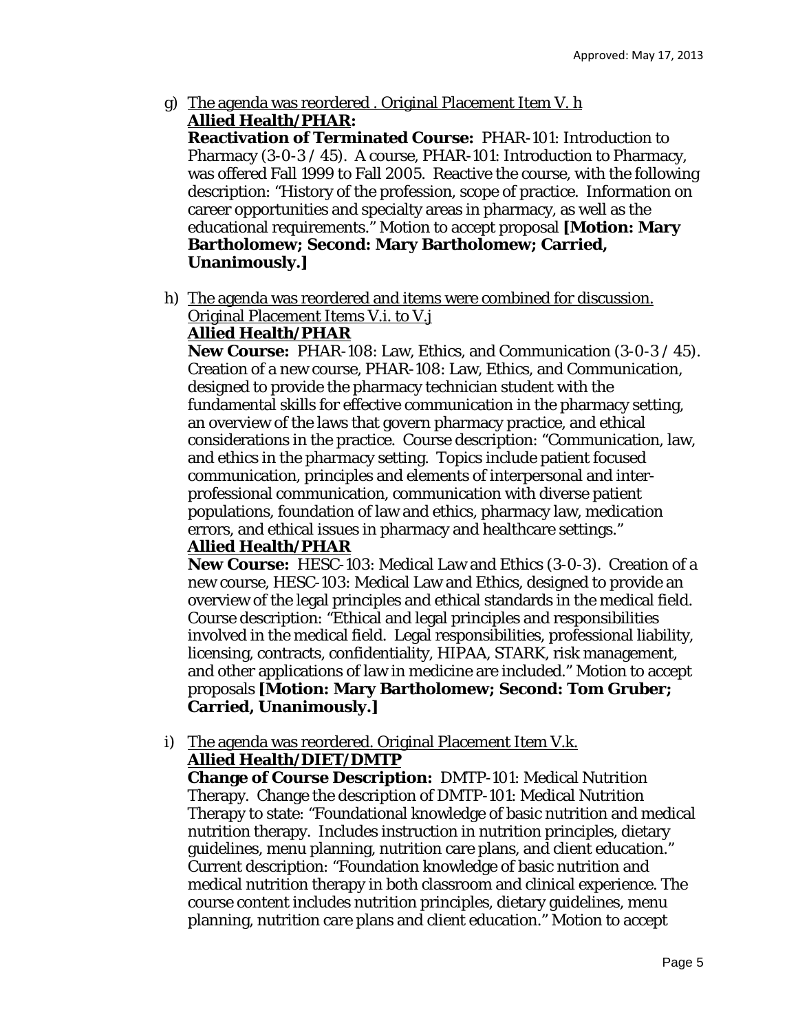g) The agenda was reordered . Original Placement Item V. h
**Allied Health/PHAR:**
**Reactivation of Terminated Course:** PHAR-101: Introduction to Pharmacy (3-0-3 / 45). A course, PHAR-101: Introduction to Pharmacy, was offered Fall 1999 to Fall 2005. Reactive the course, with the following description: "History of the profession, scope of practice. Information on career opportunities and specialty areas in pharmacy, as well as the educational requirements." Motion to accept proposal **[Motion: Mary Bartholomew; Second: Mary Bartholomew; Carried, Unanimously.]**

h) The agenda was reordered and items were combined for discussion. Original Placement Items V.i. to V.j
**Allied Health/PHAR**
**New Course:** PHAR-108: Law, Ethics, and Communication (3-0-3 / 45). Creation of a new course, PHAR-108: Law, Ethics, and Communication, designed to provide the pharmacy technician student with the fundamental skills for effective communication in the pharmacy setting, an overview of the laws that govern pharmacy practice, and ethical considerations in the practice. Course description: "Communication, law, and ethics in the pharmacy setting. Topics include patient focused communication, principles and elements of interpersonal and inter-professional communication, communication with diverse patient populations, foundation of law and ethics, pharmacy law, medication errors, and ethical issues in pharmacy and healthcare settings."
**Allied Health/PHAR**
**New Course:** HESC-103: Medical Law and Ethics (3-0-3). Creation of a new course, HESC-103: Medical Law and Ethics, designed to provide an overview of the legal principles and ethical standards in the medical field. Course description: "Ethical and legal principles and responsibilities involved in the medical field. Legal responsibilities, professional liability, licensing, contracts, confidentiality, HIPAA, STARK, risk management, and other applications of law in medicine are included." Motion to accept proposals **[Motion: Mary Bartholomew; Second: Tom Gruber; Carried, Unanimously.]**

i) The agenda was reordered. Original Placement Item V.k.
**Allied Health/DIET/DMTP**
**Change of Course Description:** DMTP-101: Medical Nutrition Therapy. Change the description of DMTP-101: Medical Nutrition Therapy to state: "Foundational knowledge of basic nutrition and medical nutrition therapy. Includes instruction in nutrition principles, dietary guidelines, menu planning, nutrition care plans, and client education." Current description: "Foundation knowledge of basic nutrition and medical nutrition therapy in both classroom and clinical experience. The course content includes nutrition principles, dietary guidelines, menu planning, nutrition care plans and client education." Motion to accept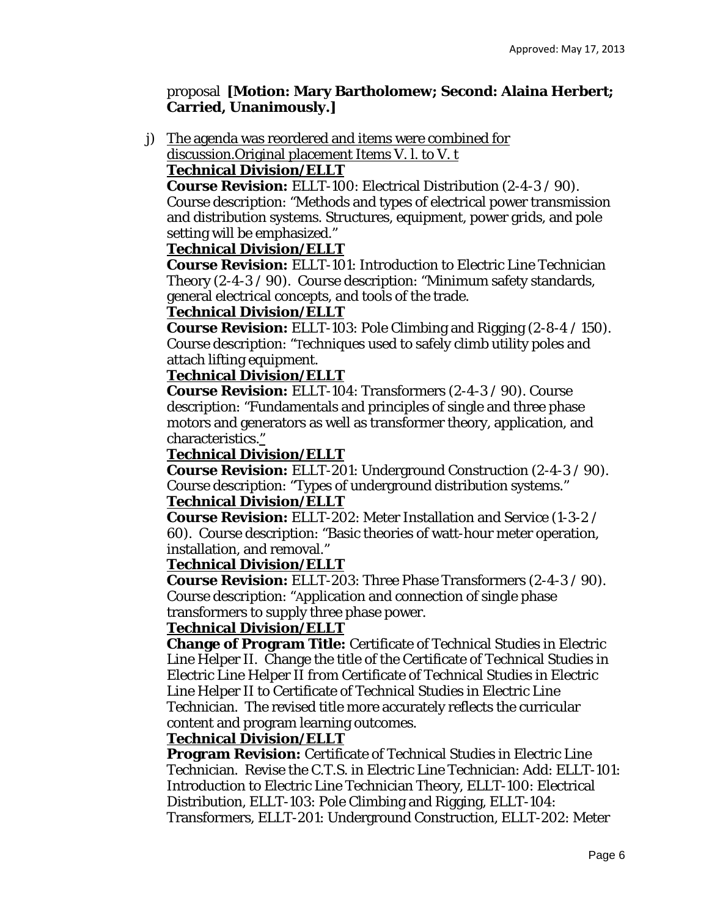proposal **[Motion: Mary Bartholomew; Second: Alaina Herbert; Carried, Unanimously.]**

j) The agenda was reordered and items were combined for discussion.Original placement Items V. l. to V. t

**Technical Division/ELLT**

**Course Revision:** ELLT-100: Electrical Distribution (2-4-3 / 90). Course description: "Methods and types of electrical power transmission and distribution systems. Structures, equipment, power grids, and pole setting will be emphasized."

**Technical Division/ELLT**

**Course Revision:** ELLT-101: Introduction to Electric Line Technician Theory (2-4-3 / 90). Course description: "Minimum safety standards, general electrical concepts, and tools of the trade.

**Technical Division/ELLT**

**Course Revision:** ELLT-103: Pole Climbing and Rigging (2-8-4 / 150). Course description: "Techniques used to safely climb utility poles and attach lifting equipment.

**Technical Division/ELLT**

**Course Revision:** ELLT-104: Transformers (2-4-3 / 90). Course description: "Fundamentals and principles of single and three phase motors and generators as well as transformer theory, application, and characteristics."

**Technical Division/ELLT**

**Course Revision:** ELLT-201: Underground Construction (2-4-3 / 90). Course description: "Types of underground distribution systems."

**Technical Division/ELLT**

**Course Revision:** ELLT-202: Meter Installation and Service (1-3-2 / 60). Course description: "Basic theories of watt-hour meter operation, installation, and removal."

**Technical Division/ELLT**

**Course Revision:** ELLT-203: Three Phase Transformers (2-4-3 / 90). Course description: "Application and connection of single phase transformers to supply three phase power.

**Technical Division/ELLT**

**Change of Program Title:** Certificate of Technical Studies in Electric Line Helper II. Change the title of the Certificate of Technical Studies in Electric Line Helper II from Certificate of Technical Studies in Electric Line Helper II to Certificate of Technical Studies in Electric Line Technician. The revised title more accurately reflects the curricular content and program learning outcomes.

**Technical Division/ELLT**

**Program Revision:** Certificate of Technical Studies in Electric Line Technician. Revise the C.T.S. in Electric Line Technician: Add: ELLT-101: Introduction to Electric Line Technician Theory, ELLT-100: Electrical Distribution, ELLT-103: Pole Climbing and Rigging, ELLT-104: Transformers, ELLT-201: Underground Construction, ELLT-202: Meter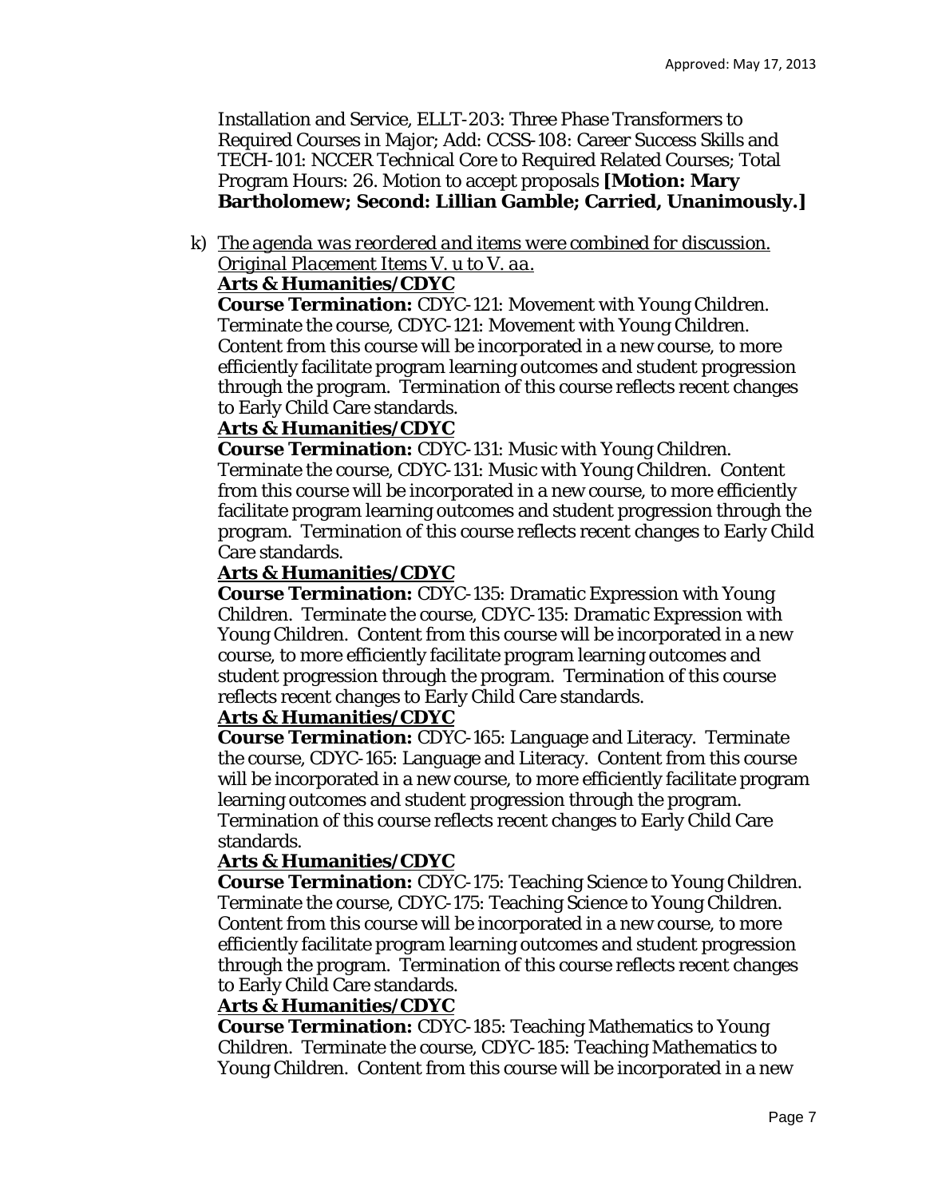Installation and Service, ELLT-203: Three Phase Transformers to Required Courses in Major; Add: CCSS-108: Career Success Skills and TECH-101: NCCER Technical Core to Required Related Courses; Total Program Hours: 26. Motion to accept proposals **[Motion: Mary Bartholomew; Second: Lillian Gamble; Carried, Unanimously.]**

k) *The agenda was reordered and items were combined for discussion. Original Placement Items V. u to V. aa.*

**Arts & Humanities/CDYC**

**Course Termination:** CDYC-121: Movement with Young Children. Terminate the course, CDYC-121: Movement with Young Children. Content from this course will be incorporated in a new course, to more efficiently facilitate program learning outcomes and student progression through the program. Termination of this course reflects recent changes to Early Child Care standards.

**Arts & Humanities/CDYC**

**Course Termination:** CDYC-131: Music with Young Children. Terminate the course, CDYC-131: Music with Young Children. Content from this course will be incorporated in a new course, to more efficiently facilitate program learning outcomes and student progression through the program. Termination of this course reflects recent changes to Early Child Care standards.

**Arts & Humanities/CDYC**

**Course Termination:** CDYC-135: Dramatic Expression with Young Children. Terminate the course, CDYC-135: Dramatic Expression with Young Children. Content from this course will be incorporated in a new course, to more efficiently facilitate program learning outcomes and student progression through the program. Termination of this course reflects recent changes to Early Child Care standards.

**Arts & Humanities/CDYC**

**Course Termination:** CDYC-165: Language and Literacy. Terminate the course, CDYC-165: Language and Literacy. Content from this course will be incorporated in a new course, to more efficiently facilitate program learning outcomes and student progression through the program. Termination of this course reflects recent changes to Early Child Care standards.

**Arts & Humanities/CDYC**

**Course Termination:** CDYC-175: Teaching Science to Young Children. Terminate the course, CDYC-175: Teaching Science to Young Children. Content from this course will be incorporated in a new course, to more efficiently facilitate program learning outcomes and student progression through the program. Termination of this course reflects recent changes to Early Child Care standards.

**Arts & Humanities/CDYC**

**Course Termination:** CDYC-185: Teaching Mathematics to Young Children. Terminate the course, CDYC-185: Teaching Mathematics to Young Children. Content from this course will be incorporated in a new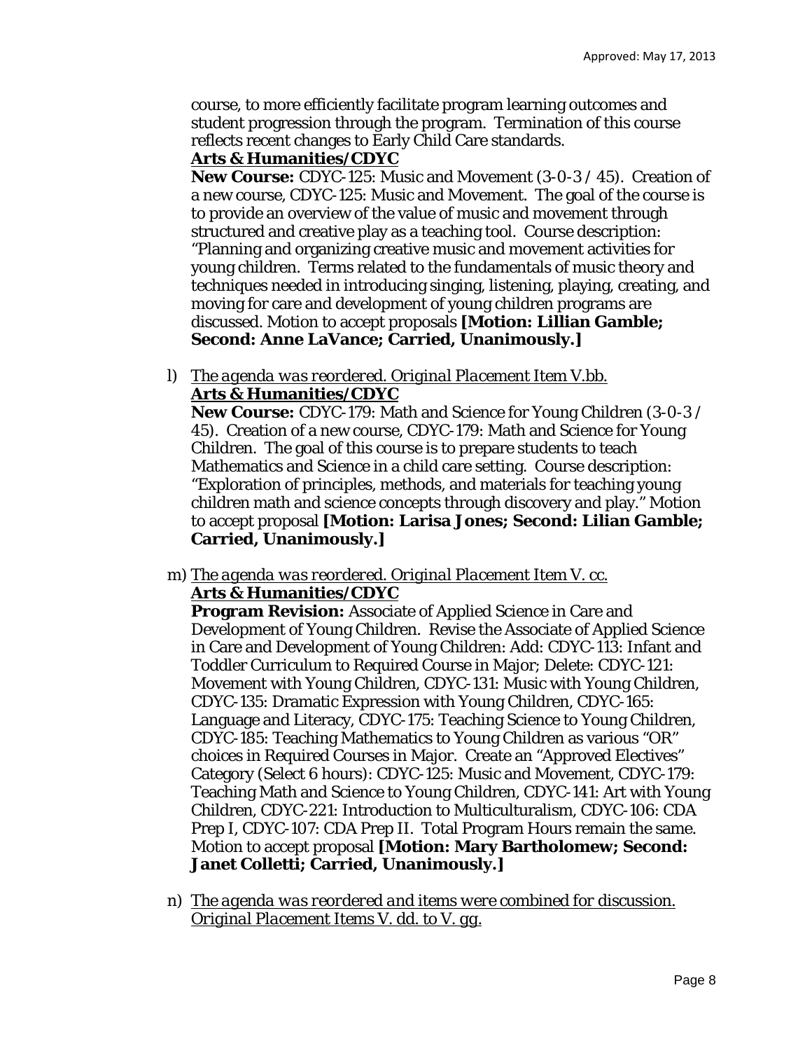course, to more efficiently facilitate program learning outcomes and student progression through the program. Termination of this course reflects recent changes to Early Child Care standards.

**Arts & Humanities/CDYC**

**New Course:** CDYC-125: Music and Movement (3-0-3 / 45). Creation of a new course, CDYC-125: Music and Movement. The goal of the course is to provide an overview of the value of music and movement through structured and creative play as a teaching tool. Course description: "Planning and organizing creative music and movement activities for young children. Terms related to the fundamentals of music theory and techniques needed in introducing singing, listening, playing, creating, and moving for care and development of young children programs are discussed. Motion to accept proposals **[Motion: Lillian Gamble; Second: Anne LaVance; Carried, Unanimously.]**

l) *The agenda was reordered. Original Placement Item V.bb.*
**Arts & Humanities/CDYC**
**New Course:** CDYC-179: Math and Science for Young Children (3-0-3 / 45). Creation of a new course, CDYC-179: Math and Science for Young Children. The goal of this course is to prepare students to teach Mathematics and Science in a child care setting. Course description: "Exploration of principles, methods, and materials for teaching young children math and science concepts through discovery and play." Motion to accept proposal **[Motion: Larisa Jones; Second: Lilian Gamble; Carried, Unanimously.]**

m) *The agenda was reordered. Original Placement Item V. cc.*
**Arts & Humanities/CDYC**
**Program Revision:** Associate of Applied Science in Care and Development of Young Children. Revise the Associate of Applied Science in Care and Development of Young Children: Add: CDYC-113: Infant and Toddler Curriculum to Required Course in Major; Delete: CDYC-121: Movement with Young Children, CDYC-131: Music with Young Children, CDYC-135: Dramatic Expression with Young Children, CDYC-165: Language and Literacy, CDYC-175: Teaching Science to Young Children, CDYC-185: Teaching Mathematics to Young Children as various "OR" choices in Required Courses in Major. Create an "Approved Electives" Category (Select 6 hours): CDYC-125: Music and Movement, CDYC-179: Teaching Math and Science to Young Children, CDYC-141: Art with Young Children, CDYC-221: Introduction to Multiculturalism, CDYC-106: CDA Prep I, CDYC-107: CDA Prep II. Total Program Hours remain the same. Motion to accept proposal **[Motion: Mary Bartholomew; Second: Janet Colletti; Carried, Unanimously.]**

n) *The agenda was reordered and items were combined for discussion. Original Placement Items V. dd. to V. gg.*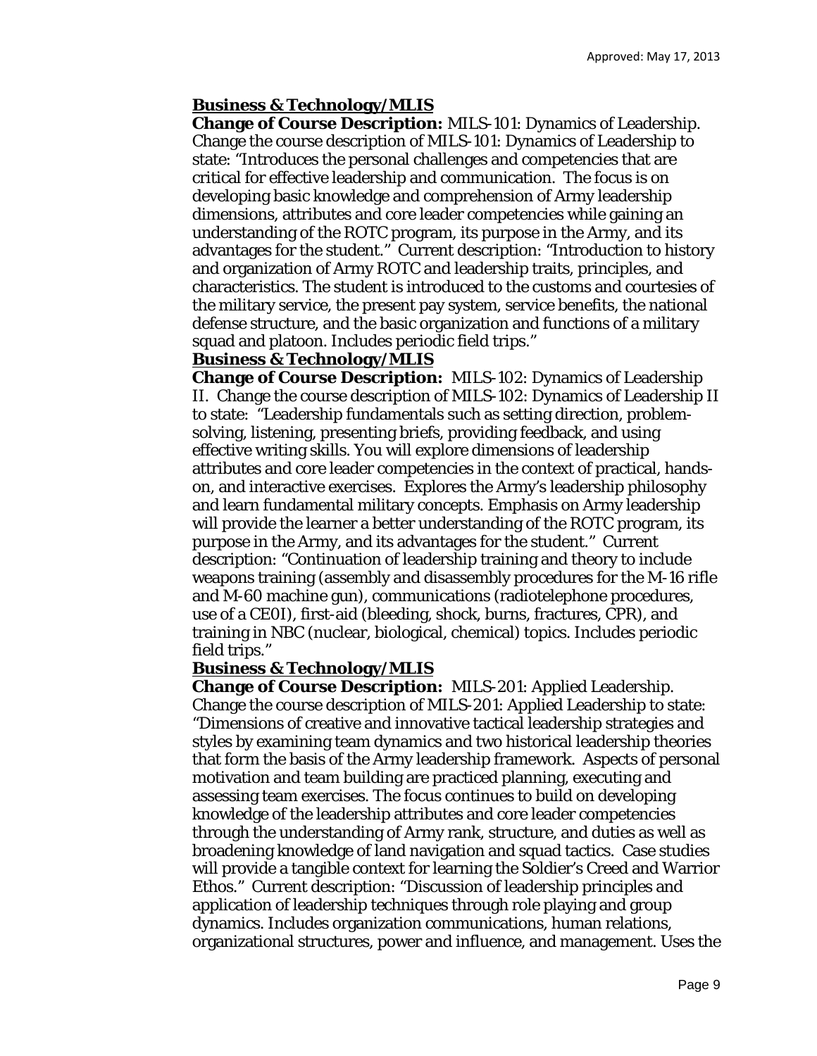**Business & Technology/MLIS**

**Change of Course Description:** MILS-101: Dynamics of Leadership. Change the course description of MILS-101: Dynamics of Leadership to state: "Introduces the personal challenges and competencies that are critical for effective leadership and communication. The focus is on developing basic knowledge and comprehension of Army leadership dimensions, attributes and core leader competencies while gaining an understanding of the ROTC program, its purpose in the Army, and its advantages for the student." Current description: "Introduction to history and organization of Army ROTC and leadership traits, principles, and characteristics. The student is introduced to the customs and courtesies of the military service, the present pay system, service benefits, the national defense structure, and the basic organization and functions of a military squad and platoon. Includes periodic field trips."

**Business & Technology/MLIS**

**Change of Course Description:** MILS-102: Dynamics of Leadership II. Change the course description of MILS-102: Dynamics of Leadership II to state: "Leadership fundamentals such as setting direction, problem-solving, listening, presenting briefs, providing feedback, and using effective writing skills. You will explore dimensions of leadership attributes and core leader competencies in the context of practical, hands-on, and interactive exercises. Explores the Army's leadership philosophy and learn fundamental military concepts. Emphasis on Army leadership will provide the learner a better understanding of the ROTC program, its purpose in the Army, and its advantages for the student." Current description: "Continuation of leadership training and theory to include weapons training (assembly and disassembly procedures for the M-16 rifle and M-60 machine gun), communications (radiotelephone procedures, use of a CE0I), first-aid (bleeding, shock, burns, fractures, CPR), and training in NBC (nuclear, biological, chemical) topics. Includes periodic field trips."

**Business & Technology/MLIS**

**Change of Course Description:** MILS-201: Applied Leadership. Change the course description of MILS-201: Applied Leadership to state: "Dimensions of creative and innovative tactical leadership strategies and styles by examining team dynamics and two historical leadership theories that form the basis of the Army leadership framework. Aspects of personal motivation and team building are practiced planning, executing and assessing team exercises. The focus continues to build on developing knowledge of the leadership attributes and core leader competencies through the understanding of Army rank, structure, and duties as well as broadening knowledge of land navigation and squad tactics. Case studies will provide a tangible context for learning the Soldier's Creed and Warrior Ethos." Current description: "Discussion of leadership principles and application of leadership techniques through role playing and group dynamics. Includes organization communications, human relations, organizational structures, power and influence, and management. Uses the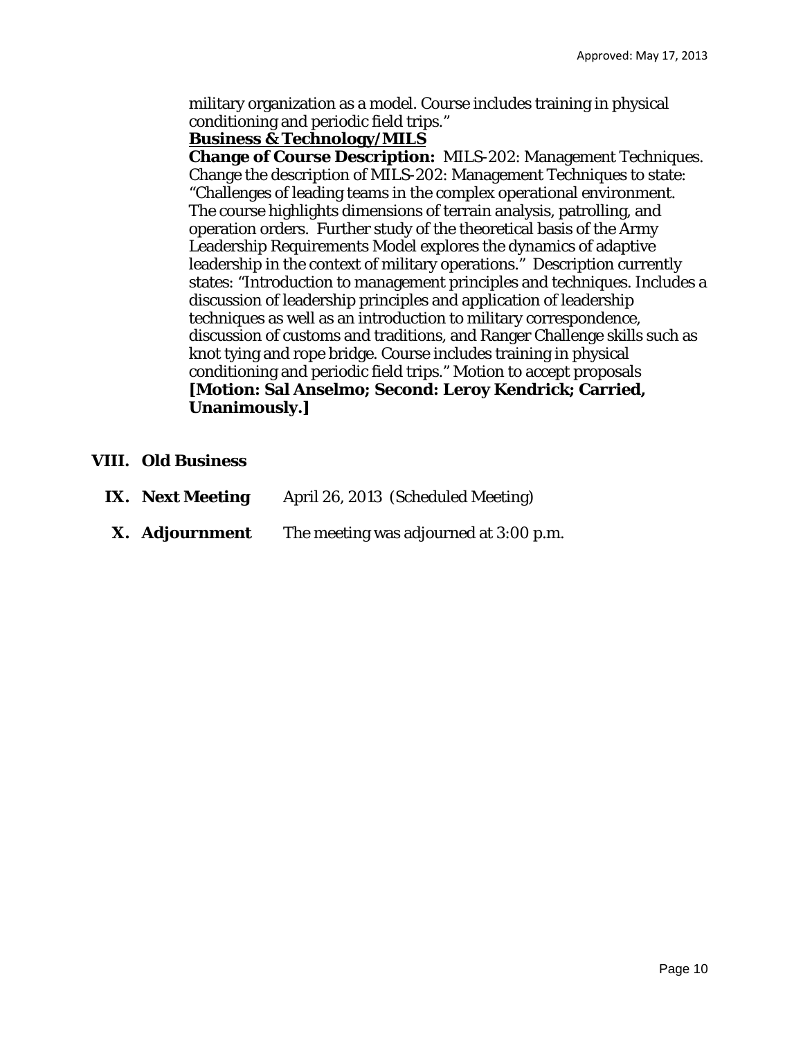military organization as a model. Course includes training in physical conditioning and periodic field trips."

**Business & Technology/MILS**

**Change of Course Description:** MILS-202: Management Techniques. Change the description of MILS-202: Management Techniques to state: "Challenges of leading teams in the complex operational environment. The course highlights dimensions of terrain analysis, patrolling, and operation orders. Further study of the theoretical basis of the Army Leadership Requirements Model explores the dynamics of adaptive leadership in the context of military operations." Description currently states: "Introduction to management principles and techniques. Includes a discussion of leadership principles and application of leadership techniques as well as an introduction to military correspondence, discussion of customs and traditions, and Ranger Challenge skills such as knot tying and rope bridge. Course includes training in physical conditioning and periodic field trips." Motion to accept proposals **[Motion: Sal Anselmo; Second: Leroy Kendrick; Carried, Unanimously.]**

## VIII. Old Business

## IX. Next Meeting

April 26, 2013 (Scheduled Meeting)

## X. Adjournment

The meeting was adjourned at 3:00 p.m.